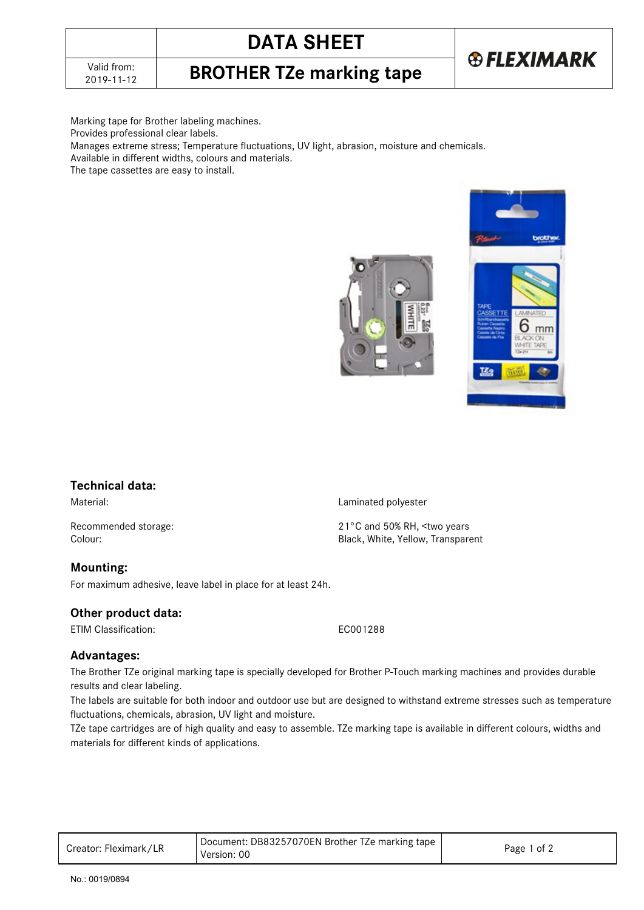# DATA SHEET

## BROTHER TZe marking tape

Valid from: 2019-11-12

FLEXIMARK

Marking tape for Brother labeling machines.
Provides professional clear labels.
Manages extreme stress; Temperature fluctuations, UV light, abrasion, moisture and chemicals.
Available in different widths, colours and materials.
The tape cassettes are easy to install.

### Technical data:

| | |
|---|---|
| Material: | Laminated polyester |
| Recommended storage: | 21°C and 50% RH, <two years |
| Colour: | Black, White, Yellow, Transparent |

### Mounting:

For maximum adhesive, leave label in place for at least 24h.

### Other product data:

| | |
|---|---|
| ETIM Classification: | EC001288 |

### Advantages:

The Brother TZe original marking tape is specially developed for Brother P-Touch marking machines and provides durable results and clear labeling.

The labels are suitable for both indoor and outdoor use but are designed to withstand extreme stresses such as temperature fluctuations, chemicals, abrasion, UV light and moisture.

TZe tape cartridges are of high quality and easy to assemble. TZe marking tape is available in different colours, widths and materials for different kinds of applications.

| Creator: Fleximark/LR | Document: DB83257070EN Brother TZe marking tape Version: 00 |
|---|---|

No.: 0019/0894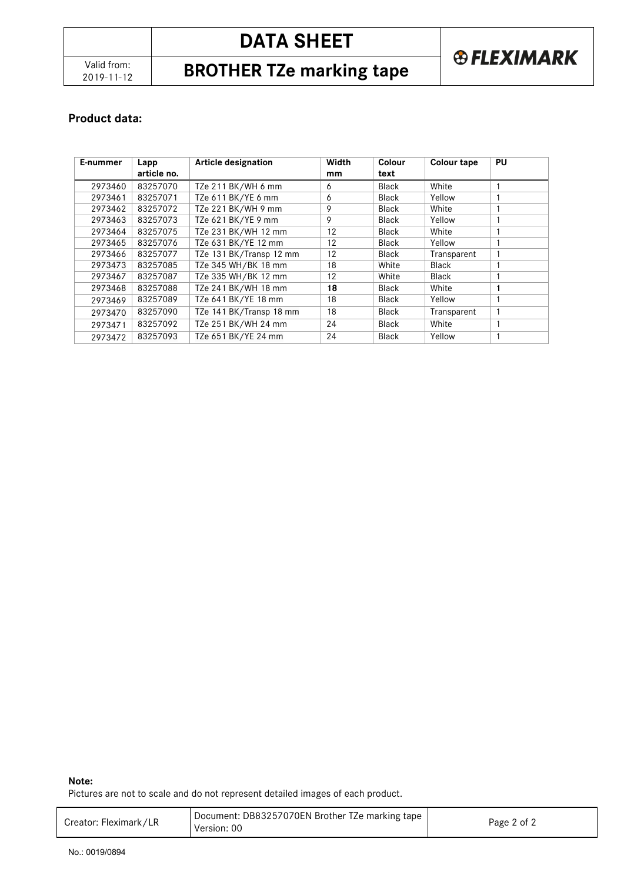## Product data:

| E-nummer | Lapp article no. | Article designation | Width mm | Colour text | Colour tape | PU |
|---|---|---|---|---|---|---|
| 2973460 | 83257070 | TZe 211 BK/WH 6 mm | 6 | Black | White | 1 |
| 2973461 | 83257071 | TZe 611 BK/YE 6 mm | 6 | Black | Yellow | 1 |
| 2973462 | 83257072 | TZe 221 BK/WH 9 mm | 9 | Black | White | 1 |
| 2973463 | 83257073 | TZe 621 BK/YE 9 mm | 9 | Black | Yellow | 1 |
| 2973464 | 83257075 | TZe 231 BK/WH 12 mm | 12 | Black | White | 1 |
| 2973465 | 83257076 | TZe 631 BK/YE 12 mm | 12 | Black | Yellow | 1 |
| 2973466 | 83257077 | TZe 131 BK/Transp 12 mm | 12 | Black | Transparent | 1 |
| 2973473 | 83257085 | TZe 345 WH/BK 18 mm | 18 | White | Black | 1 |
| 2973467 | 83257087 | TZe 335 WH/BK 12 mm | 12 | White | Black | 1 |
| 2973468 | 83257088 | TZe 241 BK/WH 18 mm | **18** | Black | White | **1** |
| 2973469 | 83257089 | TZe 641 BK/YE 18 mm | 18 | Black | Yellow | 1 |
| 2973470 | 83257090 | TZe 141 BK/Transp 18 mm | 18 | Black | Transparent | 1 |
| 2973471 | 83257092 | TZe 251 BK/WH 24 mm | 24 | Black | White | 1 |
| 2973472 | 83257093 | TZe 651 BK/YE 24 mm | 24 | Black | Yellow | 1 |

**Note:**

Pictures are not to scale and do not represent detailed images of each product.

| Creator: Fleximark/LR | Document: DB83257070EN Brother TZe marking tape Version: 00 |
|---|---|

No.: 0019/0894